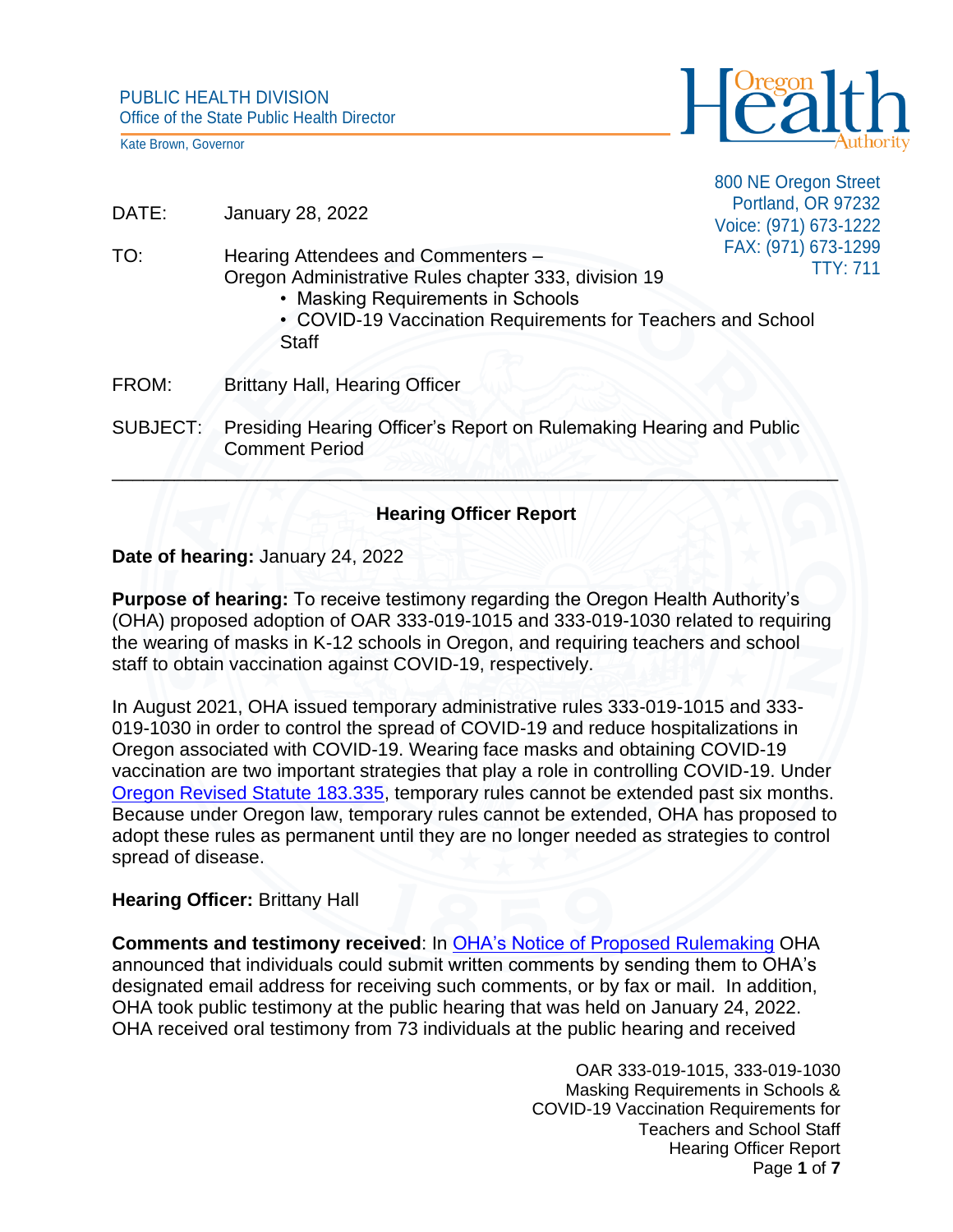PUBLIC HEALTH DIVISION
Office of the State Public Health Director

Kate Brown, Governor

800 NE Oregon Street
Portland, OR 97232
Voice: (971) 673-1222
FAX: (971) 673-1299
TTY: 711

DATE: January 28, 2022

TO: Hearing Attendees and Commenters – Oregon Administrative Rules chapter 333, division 19
- Masking Requirements in Schools
- COVID-19 Vaccination Requirements for Teachers and School Staff

FROM: Brittany Hall, Hearing Officer

SUBJECT: Presiding Hearing Officer's Report on Rulemaking Hearing and Public Comment Period

---

## Hearing Officer Report

**Date of hearing:** January 24, 2022

**Purpose of hearing:** To receive testimony regarding the Oregon Health Authority's (OHA) proposed adoption of OAR 333-019-1015 and 333-019-1030 related to requiring the wearing of masks in K-12 schools in Oregon, and requiring teachers and school staff to obtain vaccination against COVID-19, respectively.

In August 2021, OHA issued temporary administrative rules 333-019-1015 and 333-019-1030 in order to control the spread of COVID-19 and reduce hospitalizations in Oregon associated with COVID-19. Wearing face masks and obtaining COVID-19 vaccination are two important strategies that play a role in controlling COVID-19. Under Oregon Revised Statute 183.335, temporary rules cannot be extended past six months. Because under Oregon law, temporary rules cannot be extended, OHA has proposed to adopt these rules as permanent until they are no longer needed as strategies to control spread of disease.

**Hearing Officer:** Brittany Hall

**Comments and testimony received**: In OHA's Notice of Proposed Rulemaking OHA announced that individuals could submit written comments by sending them to OHA's designated email address for receiving such comments, or by fax or mail. In addition, OHA took public testimony at the public hearing that was held on January 24, 2022. OHA received oral testimony from 73 individuals at the public hearing and received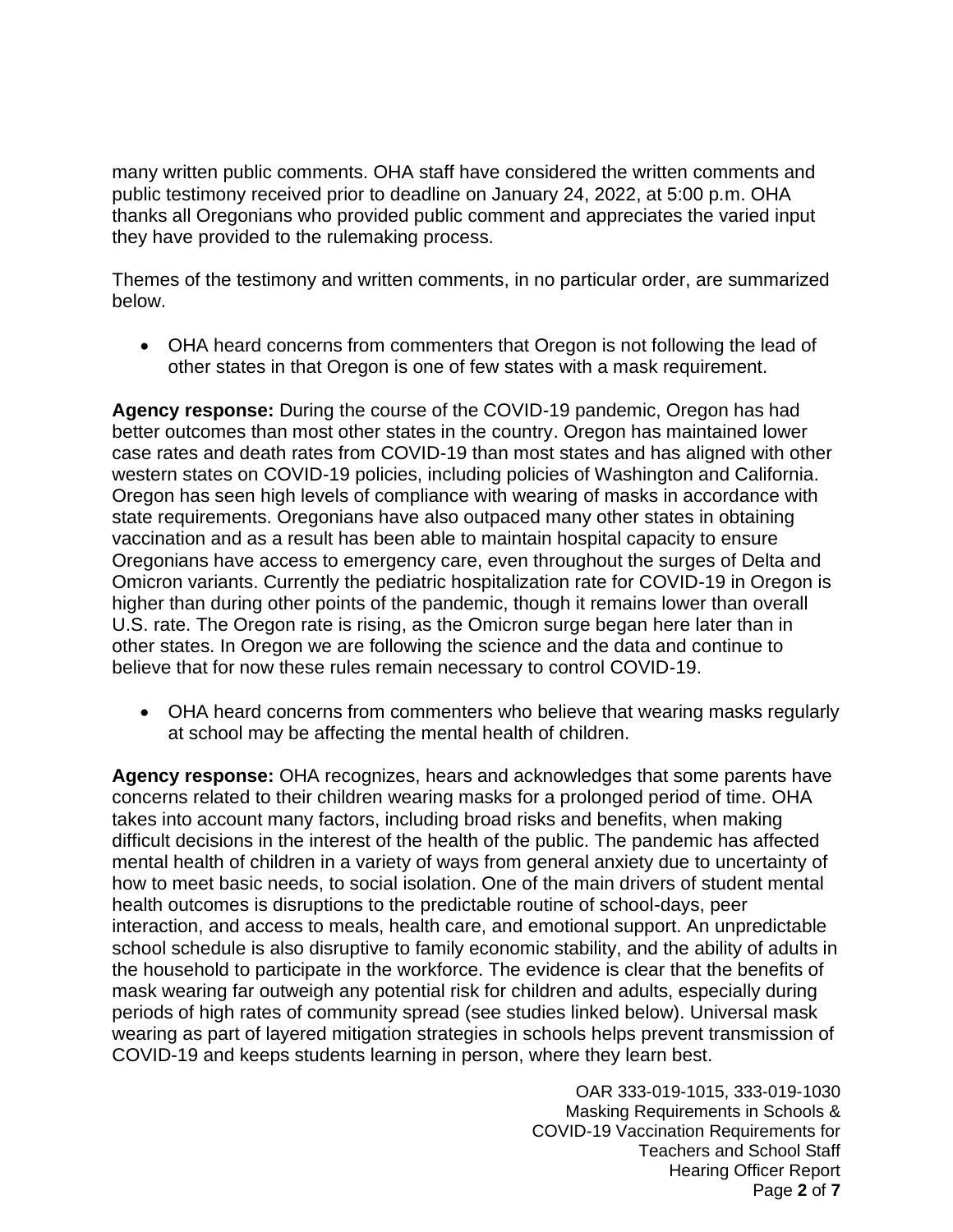many written public comments. OHA staff have considered the written comments and public testimony received prior to deadline on January 24, 2022, at 5:00 p.m. OHA thanks all Oregonians who provided public comment and appreciates the varied input they have provided to the rulemaking process.

Themes of the testimony and written comments, in no particular order, are summarized below.

- OHA heard concerns from commenters that Oregon is not following the lead of other states in that Oregon is one of few states with a mask requirement.

**Agency response:** During the course of the COVID-19 pandemic, Oregon has had better outcomes than most other states in the country. Oregon has maintained lower case rates and death rates from COVID-19 than most states and has aligned with other western states on COVID-19 policies, including policies of Washington and California. Oregon has seen high levels of compliance with wearing of masks in accordance with state requirements. Oregonians have also outpaced many other states in obtaining vaccination and as a result has been able to maintain hospital capacity to ensure Oregonians have access to emergency care, even throughout the surges of Delta and Omicron variants. Currently the pediatric hospitalization rate for COVID-19 in Oregon is higher than during other points of the pandemic, though it remains lower than overall U.S. rate. The Oregon rate is rising, as the Omicron surge began here later than in other states. In Oregon we are following the science and the data and continue to believe that for now these rules remain necessary to control COVID-19.

- OHA heard concerns from commenters who believe that wearing masks regularly at school may be affecting the mental health of children.

**Agency response:** OHA recognizes, hears and acknowledges that some parents have concerns related to their children wearing masks for a prolonged period of time. OHA takes into account many factors, including broad risks and benefits, when making difficult decisions in the interest of the health of the public. The pandemic has affected mental health of children in a variety of ways from general anxiety due to uncertainty of how to meet basic needs, to social isolation. One of the main drivers of student mental health outcomes is disruptions to the predictable routine of school-days, peer interaction, and access to meals, health care, and emotional support. An unpredictable school schedule is also disruptive to family economic stability, and the ability of adults in the household to participate in the workforce. The evidence is clear that the benefits of mask wearing far outweigh any potential risk for children and adults, especially during periods of high rates of community spread (see studies linked below). Universal mask wearing as part of layered mitigation strategies in schools helps prevent transmission of COVID-19 and keeps students learning in person, where they learn best.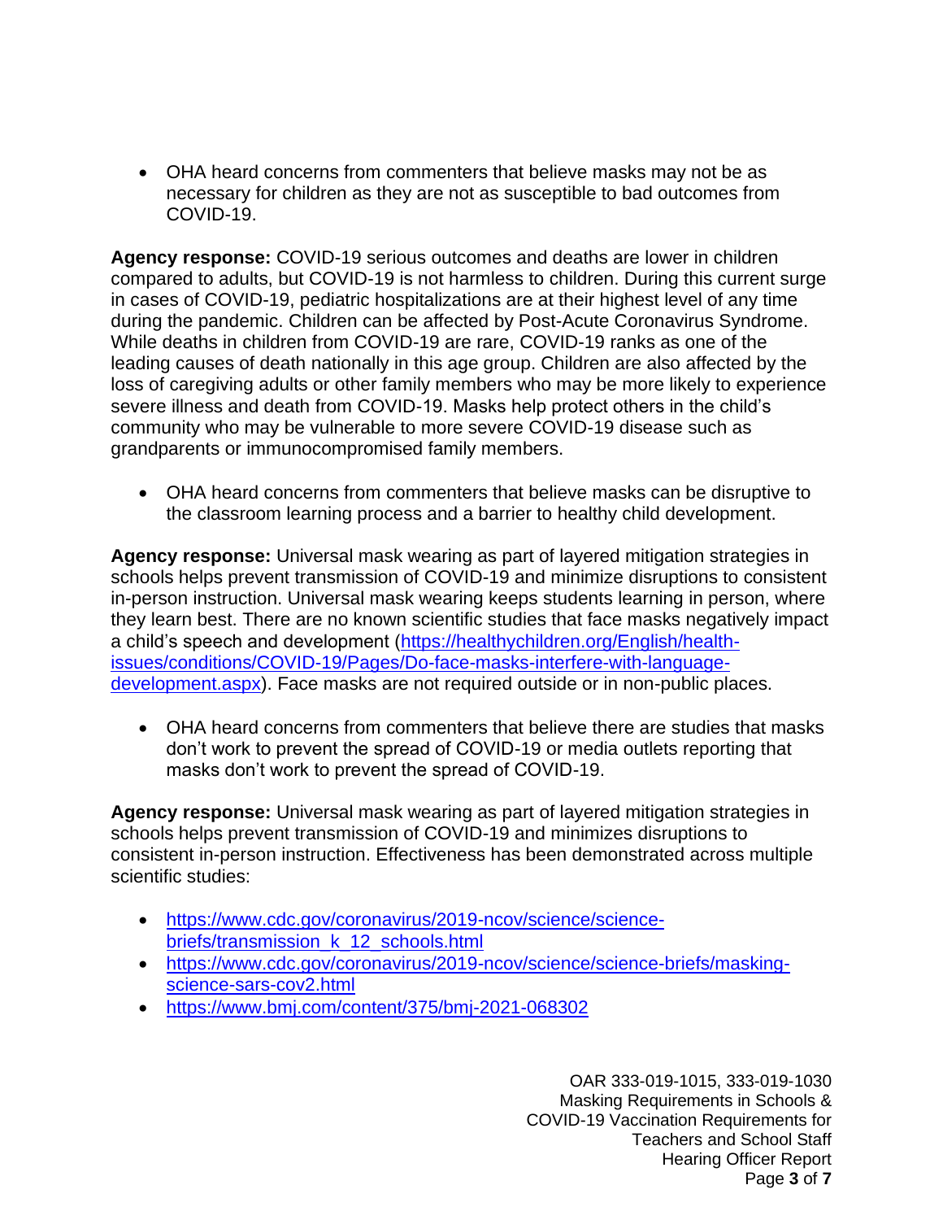- OHA heard concerns from commenters that believe masks may not be as necessary for children as they are not as susceptible to bad outcomes from COVID-19.

**Agency response:** COVID-19 serious outcomes and deaths are lower in children compared to adults, but COVID-19 is not harmless to children. During this current surge in cases of COVID-19, pediatric hospitalizations are at their highest level of any time during the pandemic. Children can be affected by Post-Acute Coronavirus Syndrome. While deaths in children from COVID-19 are rare, COVID-19 ranks as one of the leading causes of death nationally in this age group. Children are also affected by the loss of caregiving adults or other family members who may be more likely to experience severe illness and death from COVID-19. Masks help protect others in the child's community who may be vulnerable to more severe COVID-19 disease such as grandparents or immunocompromised family members.

- OHA heard concerns from commenters that believe masks can be disruptive to the classroom learning process and a barrier to healthy child development.

**Agency response:** Universal mask wearing as part of layered mitigation strategies in schools helps prevent transmission of COVID-19 and minimize disruptions to consistent in-person instruction. Universal mask wearing keeps students learning in person, where they learn best. There are no known scientific studies that face masks negatively impact a child's speech and development (https://healthychildren.org/English/health-issues/conditions/COVID-19/Pages/Do-face-masks-interfere-with-language-development.aspx). Face masks are not required outside or in non-public places.

- OHA heard concerns from commenters that believe there are studies that masks don't work to prevent the spread of COVID-19 or media outlets reporting that masks don't work to prevent the spread of COVID-19.

**Agency response:** Universal mask wearing as part of layered mitigation strategies in schools helps prevent transmission of COVID-19 and minimizes disruptions to consistent in-person instruction. Effectiveness has been demonstrated across multiple scientific studies:

- https://www.cdc.gov/coronavirus/2019-ncov/science/science-briefs/transmission_k_12_schools.html
- https://www.cdc.gov/coronavirus/2019-ncov/science/science-briefs/masking-science-sars-cov2.html
- https://www.bmj.com/content/375/bmj-2021-068302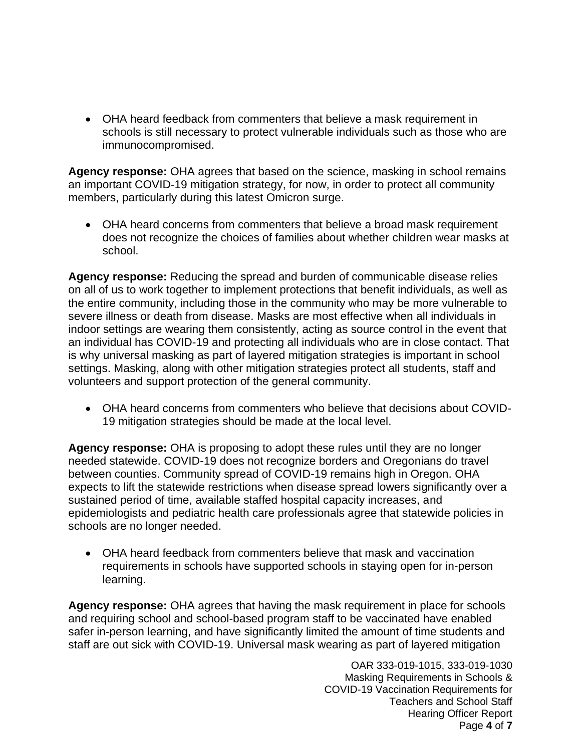- OHA heard feedback from commenters that believe a mask requirement in schools is still necessary to protect vulnerable individuals such as those who are immunocompromised.

**Agency response:** OHA agrees that based on the science, masking in school remains an important COVID-19 mitigation strategy, for now, in order to protect all community members, particularly during this latest Omicron surge.

- OHA heard concerns from commenters that believe a broad mask requirement does not recognize the choices of families about whether children wear masks at school.

**Agency response:** Reducing the spread and burden of communicable disease relies on all of us to work together to implement protections that benefit individuals, as well as the entire community, including those in the community who may be more vulnerable to severe illness or death from disease. Masks are most effective when all individuals in indoor settings are wearing them consistently, acting as source control in the event that an individual has COVID-19 and protecting all individuals who are in close contact. That is why universal masking as part of layered mitigation strategies is important in school settings. Masking, along with other mitigation strategies protect all students, staff and volunteers and support protection of the general community.

- OHA heard concerns from commenters who believe that decisions about COVID-19 mitigation strategies should be made at the local level.

**Agency response:** OHA is proposing to adopt these rules until they are no longer needed statewide. COVID-19 does not recognize borders and Oregonians do travel between counties. Community spread of COVID-19 remains high in Oregon. OHA expects to lift the statewide restrictions when disease spread lowers significantly over a sustained period of time, available staffed hospital capacity increases, and epidemiologists and pediatric health care professionals agree that statewide policies in schools are no longer needed.

- OHA heard feedback from commenters believe that mask and vaccination requirements in schools have supported schools in staying open for in-person learning.

**Agency response:** OHA agrees that having the mask requirement in place for schools and requiring school and school-based program staff to be vaccinated have enabled safer in-person learning, and have significantly limited the amount of time students and staff are out sick with COVID-19. Universal mask wearing as part of layered mitigation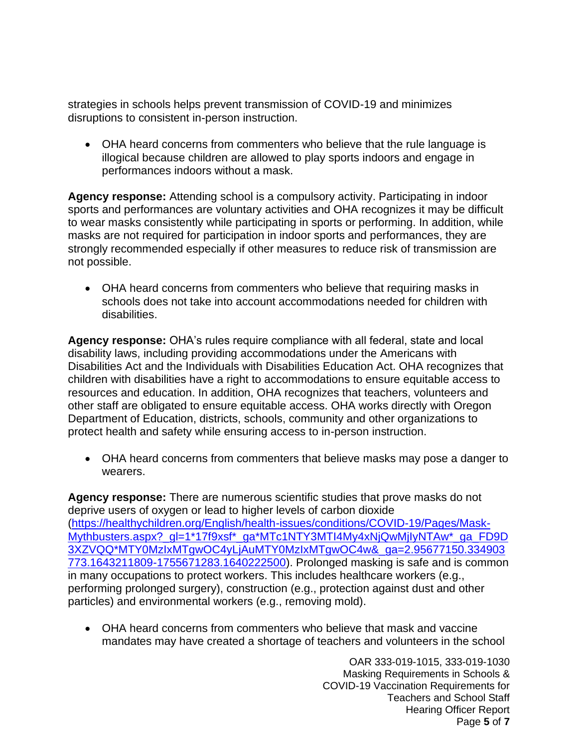strategies in schools helps prevent transmission of COVID-19 and minimizes disruptions to consistent in-person instruction.

- OHA heard concerns from commenters who believe that the rule language is illogical because children are allowed to play sports indoors and engage in performances indoors without a mask.

**Agency response:** Attending school is a compulsory activity. Participating in indoor sports and performances are voluntary activities and OHA recognizes it may be difficult to wear masks consistently while participating in sports or performing. In addition, while masks are not required for participation in indoor sports and performances, they are strongly recommended especially if other measures to reduce risk of transmission are not possible.

- OHA heard concerns from commenters who believe that requiring masks in schools does not take into account accommodations needed for children with disabilities.

**Agency response:** OHA's rules require compliance with all federal, state and local disability laws, including providing accommodations under the Americans with Disabilities Act and the Individuals with Disabilities Education Act. OHA recognizes that children with disabilities have a right to accommodations to ensure equitable access to resources and education. In addition, OHA recognizes that teachers, volunteers and other staff are obligated to ensure equitable access. OHA works directly with Oregon Department of Education, districts, schools, community and other organizations to protect health and safety while ensuring access to in-person instruction.

- OHA heard concerns from commenters that believe masks may pose a danger to wearers.

**Agency response:** There are numerous scientific studies that prove masks do not deprive users of oxygen or lead to higher levels of carbon dioxide (https://healthychildren.org/English/health-issues/conditions/COVID-19/Pages/Mask-Mythbusters.aspx?_gl=1*17f9xsf*_ga*MTc1NTY3MTI4My4xNjQwMjIyNTAw*_ga_FD9D3XZVQQ*MTY0MzIxMTgwOC4yLjAuMTY0MzIxMTgwOC4w&_ga=2.95677150.334903773.1643211809-1755671283.1640222500). Prolonged masking is safe and is common in many occupations to protect workers. This includes healthcare workers (e.g., performing prolonged surgery), construction (e.g., protection against dust and other particles) and environmental workers (e.g., removing mold).

- OHA heard concerns from commenters who believe that mask and vaccine mandates may have created a shortage of teachers and volunteers in the school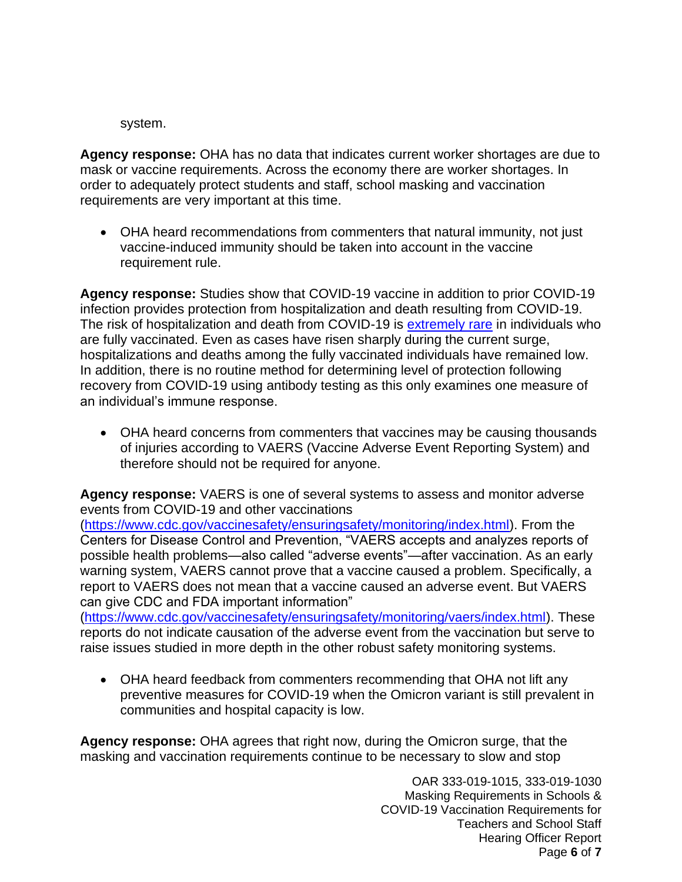system.

**Agency response:** OHA has no data that indicates current worker shortages are due to mask or vaccine requirements. Across the economy there are worker shortages. In order to adequately protect students and staff, school masking and vaccination requirements are very important at this time.

- OHA heard recommendations from commenters that natural immunity, not just vaccine-induced immunity should be taken into account in the vaccine requirement rule.

**Agency response:** Studies show that COVID-19 vaccine in addition to prior COVID-19 infection provides protection from hospitalization and death resulting from COVID-19. The risk of hospitalization and death from COVID-19 is extremely rare in individuals who are fully vaccinated. Even as cases have risen sharply during the current surge, hospitalizations and deaths among the fully vaccinated individuals have remained low. In addition, there is no routine method for determining level of protection following recovery from COVID-19 using antibody testing as this only examines one measure of an individual's immune response.

- OHA heard concerns from commenters that vaccines may be causing thousands of injuries according to VAERS (Vaccine Adverse Event Reporting System) and therefore should not be required for anyone.

**Agency response:** VAERS is one of several systems to assess and monitor adverse events from COVID-19 and other vaccinations (https://www.cdc.gov/vaccinesafety/ensuringsafety/monitoring/index.html). From the Centers for Disease Control and Prevention, "VAERS accepts and analyzes reports of possible health problems—also called "adverse events"—after vaccination. As an early warning system, VAERS cannot prove that a vaccine caused a problem. Specifically, a report to VAERS does not mean that a vaccine caused an adverse event. But VAERS can give CDC and FDA important information" (https://www.cdc.gov/vaccinesafety/ensuringsafety/monitoring/vaers/index.html). These reports do not indicate causation of the adverse event from the vaccination but serve to raise issues studied in more depth in the other robust safety monitoring systems.

- OHA heard feedback from commenters recommending that OHA not lift any preventive measures for COVID-19 when the Omicron variant is still prevalent in communities and hospital capacity is low.

**Agency response:** OHA agrees that right now, during the Omicron surge, that the masking and vaccination requirements continue to be necessary to slow and stop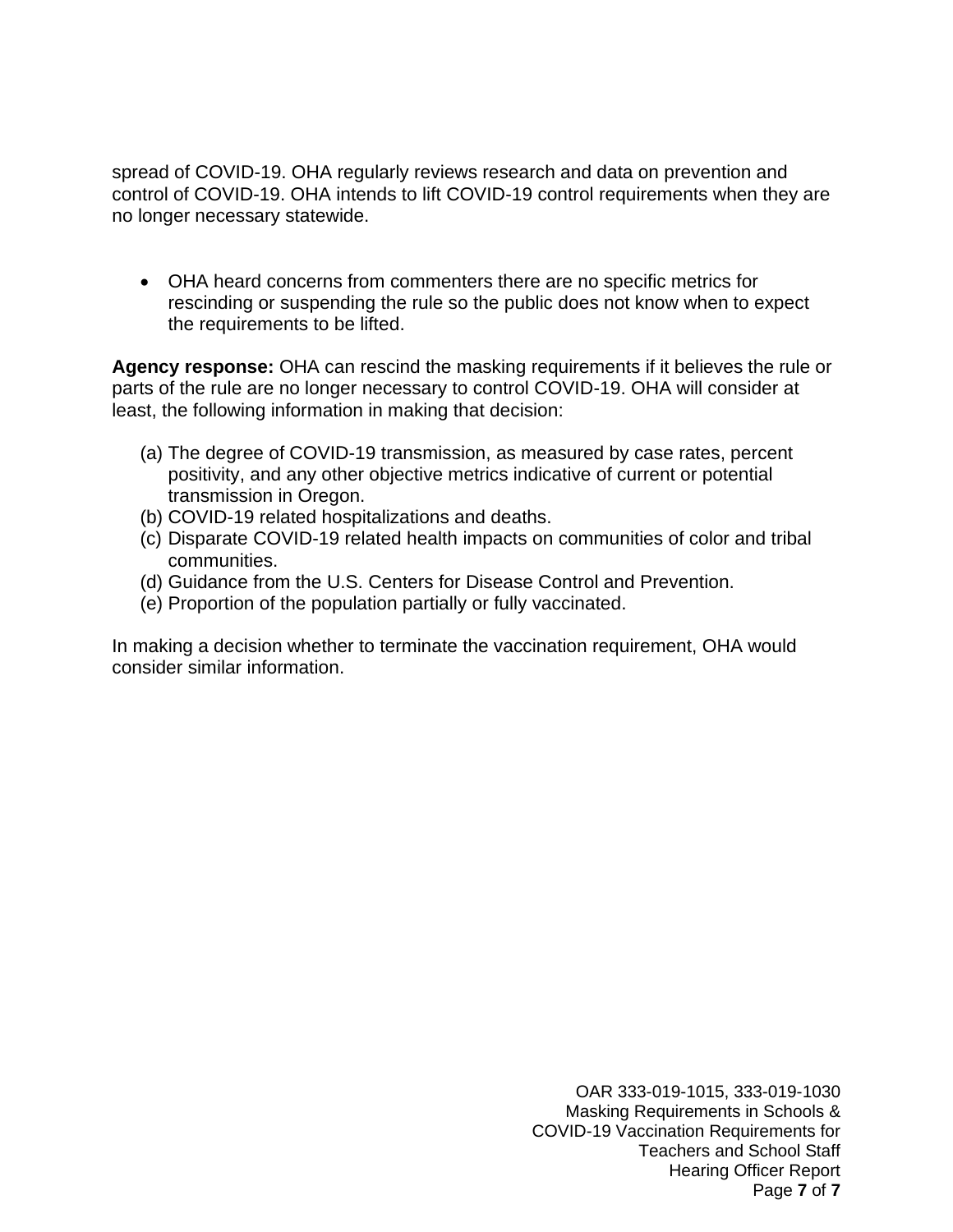spread of COVID-19. OHA regularly reviews research and data on prevention and control of COVID-19. OHA intends to lift COVID-19 control requirements when they are no longer necessary statewide.

- OHA heard concerns from commenters there are no specific metrics for rescinding or suspending the rule so the public does not know when to expect the requirements to be lifted.

**Agency response:** OHA can rescind the masking requirements if it believes the rule or parts of the rule are no longer necessary to control COVID-19. OHA will consider at least, the following information in making that decision:

(a) The degree of COVID-19 transmission, as measured by case rates, percent positivity, and any other objective metrics indicative of current or potential transmission in Oregon.
(b) COVID-19 related hospitalizations and deaths.
(c) Disparate COVID-19 related health impacts on communities of color and tribal communities.
(d) Guidance from the U.S. Centers for Disease Control and Prevention.
(e) Proportion of the population partially or fully vaccinated.

In making a decision whether to terminate the vaccination requirement, OHA would consider similar information.